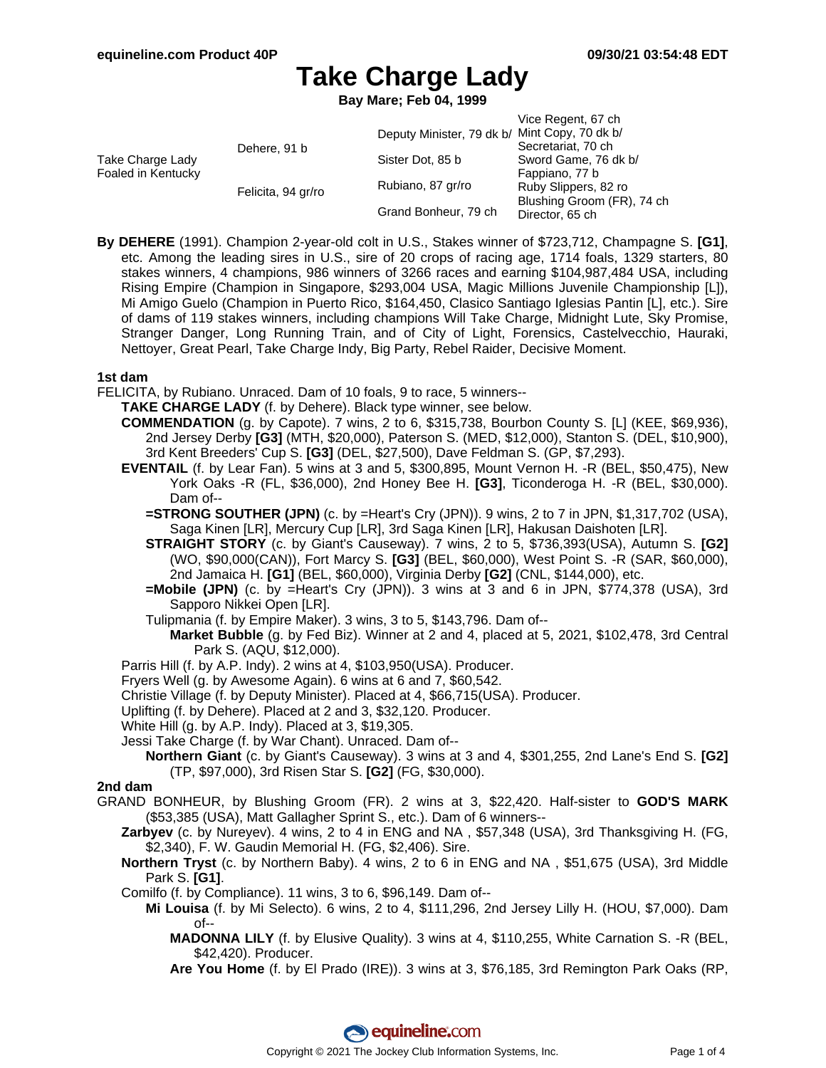# Take Charge Lady

**Bay Mare; Feb 04, 1999**

| | | | |
|---|---|---|---|
| Take Charge Lady Foaled in Kentucky | Dehere, 91 b | Deputy Minister, 79 dk b/ | Vice Regent, 67 ch |
| | | | Mint Copy, 70 dk b/ |
| | | Sister Dot, 85 b | Secretariat, 70 ch |
| | | | Sword Game, 76 dk b/ |
| | Felicita, 94 gr/ro | Rubiano, 87 gr/ro | Fappiano, 77 b |
| | | | Ruby Slippers, 82 ro |
| | | Grand Bonheur, 79 ch | Blushing Groom (FR), 74 ch |
| | | | Director, 65 ch |

**By DEHERE** (1991). Champion 2-year-old colt in U.S., Stakes winner of $723,712, Champagne S. **[G1]**, etc. Among the leading sires in U.S., sire of 20 crops of racing age, 1714 foals, 1329 starters, 80 stakes winners, 4 champions, 986 winners of 3266 races and earning $104,987,484 USA, including Rising Empire (Champion in Singapore, $293,004 USA, Magic Millions Juvenile Championship [L]), Mi Amigo Guelo (Champion in Puerto Rico, $164,450, Clasico Santiago Iglesias Pantin [L], etc.). Sire of dams of 119 stakes winners, including champions Will Take Charge, Midnight Lute, Sky Promise, Stranger Danger, Long Running Train, and of City of Light, Forensics, Castelvecchio, Hauraki, Nettoyer, Great Pearl, Take Charge Indy, Big Party, Rebel Raider, Decisive Moment.

### 1st dam

FELICITA, by Rubiano. Unraced. Dam of 10 foals, 9 to race, 5 winners--

- **TAKE CHARGE LADY** (f. by Dehere). Black type winner, see below.
- **COMMENDATION** (g. by Capote). 7 wins, 2 to 6, $315,738, Bourbon County S. [L] (KEE, $69,936), 2nd Jersey Derby **[G3]** (MTH, $20,000), Paterson S. (MED, $12,000), Stanton S. (DEL, $10,900), 3rd Kent Breeders' Cup S. **[G3]** (DEL, $27,500), Dave Feldman S. (GP, $7,293).
- **EVENTAIL** (f. by Lear Fan). 5 wins at 3 and 5, $300,895, Mount Vernon H. -R (BEL, $50,475), New York Oaks -R (FL, $36,000), 2nd Honey Bee H. **[G3]**, Ticonderoga H. -R (BEL, $30,000). Dam of--
  - **=STRONG SOUTHER (JPN)** (c. by =Heart's Cry (JPN)). 9 wins, 2 to 7 in JPN, $1,317,702 (USA), Saga Kinen [LR], Mercury Cup [LR], 3rd Saga Kinen [LR], Hakusan Daishoten [LR].
  - **STRAIGHT STORY** (c. by Giant's Causeway). 7 wins, 2 to 5, $736,393(USA), Autumn S. **[G2]** (WO, $90,000(CAN)), Fort Marcy S. **[G3]** (BEL, $60,000), West Point S. -R (SAR, $60,000), 2nd Jamaica H. **[G1]** (BEL, $60,000), Virginia Derby **[G2]** (CNL, $144,000), etc.
  - **=Mobile (JPN)** (c. by =Heart's Cry (JPN)). 3 wins at 3 and 6 in JPN, $774,378 (USA), 3rd Sapporo Nikkei Open [LR].
  - Tulipmania (f. by Empire Maker). 3 wins, 3 to 5, $143,796. Dam of--
    - **Market Bubble** (g. by Fed Biz). Winner at 2 and 4, placed at 5, 2021, $102,478, 3rd Central Park S. (AQU, $12,000).
- Parris Hill (f. by A.P. Indy). 2 wins at 4, $103,950(USA). Producer.
- Fryers Well (g. by Awesome Again). 6 wins at 6 and 7, $60,542.
- Christie Village (f. by Deputy Minister). Placed at 4, $66,715(USA). Producer.
- Uplifting (f. by Dehere). Placed at 2 and 3, $32,120. Producer.
- White Hill (g. by A.P. Indy). Placed at 3, $19,305.
- Jessi Take Charge (f. by War Chant). Unraced. Dam of--
  - **Northern Giant** (c. by Giant's Causeway). 3 wins at 3 and 4, $301,255, 2nd Lane's End S. **[G2]** (TP, $97,000), 3rd Risen Star S. **[G2]** (FG, $30,000).

### 2nd dam

GRAND BONHEUR, by Blushing Groom (FR). 2 wins at 3, $22,420. Half-sister to **GOD'S MARK** ($53,385 (USA), Matt Gallagher Sprint S., etc.). Dam of 6 winners--

- **Zarbyev** (c. by Nureyev). 4 wins, 2 to 4 in ENG and NA , $57,348 (USA), 3rd Thanksgiving H. (FG, $2,340), F. W. Gaudin Memorial H. (FG, $2,406). Sire.
- **Northern Tryst** (c. by Northern Baby). 4 wins, 2 to 6 in ENG and NA , $51,675 (USA), 3rd Middle Park S. **[G1]**.
- Comilfo (f. by Compliance). 11 wins, 3 to 6, $96,149. Dam of--
  - **Mi Louisa** (f. by Mi Selecto). 6 wins, 2 to 4, $111,296, 2nd Jersey Lilly H. (HOU, $7,000). Dam of--
    - **MADONNA LILY** (f. by Elusive Quality). 3 wins at 4, $110,255, White Carnation S. -R (BEL, $42,420). Producer.
    - **Are You Home** (f. by El Prado (IRE)). 3 wins at 3, $76,185, 3rd Remington Park Oaks (RP,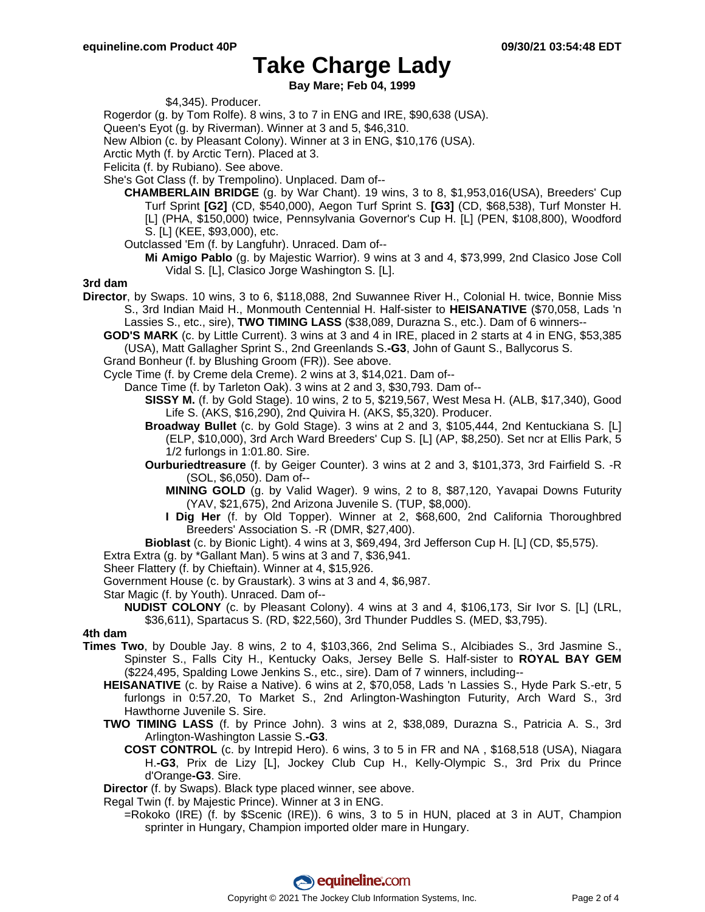# Take Charge Lady

**Bay Mare; Feb 04, 1999**

$4,345). Producer.

Rogerdor (g. by Tom Rolfe). 8 wins, 3 to 7 in ENG and IRE, $90,638 (USA).

Queen's Eyot (g. by Riverman). Winner at 3 and 5, $46,310.

New Albion (c. by Pleasant Colony). Winner at 3 in ENG, $10,176 (USA).

Arctic Myth (f. by Arctic Tern). Placed at 3.

Felicita (f. by Rubiano). See above.

She's Got Class (f. by Trempolino). Unplaced. Dam of--

**CHAMBERLAIN BRIDGE** (g. by War Chant). 19 wins, 3 to 8, $1,953,016(USA), Breeders' Cup Turf Sprint **[G2]** (CD, $540,000), Aegon Turf Sprint S. **[G3]** (CD, $68,538), Turf Monster H. [L] (PHA, $150,000) twice, Pennsylvania Governor's Cup H. [L] (PEN, $108,800), Woodford S. [L] (KEE, $93,000), etc.

Outclassed 'Em (f. by Langfuhr). Unraced. Dam of--

**Mi Amigo Pablo** (g. by Majestic Warrior). 9 wins at 3 and 4, $73,999, 2nd Clasico Jose Coll Vidal S. [L], Clasico Jorge Washington S. [L].

### 3rd dam

**Director**, by Swaps. 10 wins, 3 to 6, $118,088, 2nd Suwannee River H., Colonial H. twice, Bonnie Miss S., 3rd Indian Maid H., Monmouth Centennial H. Half-sister to **HEISANATIVE** ($70,058, Lads 'n Lassies S., etc., sire), **TWO TIMING LASS** ($38,089, Durazna S., etc.). Dam of 6 winners--

**GOD'S MARK** (c. by Little Current). 3 wins at 3 and 4 in IRE, placed in 2 starts at 4 in ENG, $53,385 (USA), Matt Gallagher Sprint S., 2nd Greenlands S.**-G3**, John of Gaunt S., Ballycorus S.

Grand Bonheur (f. by Blushing Groom (FR)). See above.

Cycle Time (f. by Creme dela Creme). 2 wins at 3, $14,021. Dam of--

Dance Time (f. by Tarleton Oak). 3 wins at 2 and 3, $30,793. Dam of--

**SISSY M.** (f. by Gold Stage). 10 wins, 2 to 5, $219,567, West Mesa H. (ALB, $17,340), Good Life S. (AKS, $16,290), 2nd Quivira H. (AKS, $5,320). Producer.

**Broadway Bullet** (c. by Gold Stage). 3 wins at 2 and 3, $105,444, 2nd Kentuckiana S. [L] (ELP, $10,000), 3rd Arch Ward Breeders' Cup S. [L] (AP, $8,250). Set ncr at Ellis Park, 5 1/2 furlongs in 1:01.80. Sire.

**Ourburiedtreasure** (f. by Geiger Counter). 3 wins at 2 and 3, $101,373, 3rd Fairfield S. -R (SOL, $6,050). Dam of--

**MINING GOLD** (g. by Valid Wager). 9 wins, 2 to 8, $87,120, Yavapai Downs Futurity (YAV, $21,675), 2nd Arizona Juvenile S. (TUP, $8,000).

**I Dig Her** (f. by Old Topper). Winner at 2, $68,600, 2nd California Thoroughbred Breeders' Association S. -R (DMR, $27,400).

**Bioblast** (c. by Bionic Light). 4 wins at 3, $69,494, 3rd Jefferson Cup H. [L] (CD, $5,575).

Extra Extra (g. by *Gallant Man). 5 wins at 3 and 7, $36,941.

Sheer Flattery (f. by Chieftain). Winner at 4, $15,926.

Government House (c. by Graustark). 3 wins at 3 and 4, $6,987.

Star Magic (f. by Youth). Unraced. Dam of--

**NUDIST COLONY** (c. by Pleasant Colony). 4 wins at 3 and 4, $106,173, Sir Ivor S. [L] (LRL, $36,611), Spartacus S. (RD, $22,560), 3rd Thunder Puddles S. (MED, $3,795).

### 4th dam

**Times Two**, by Double Jay. 8 wins, 2 to 4, $103,366, 2nd Selima S., Alcibiades S., 3rd Jasmine S., Spinster S., Falls City H., Kentucky Oaks, Jersey Belle S. Half-sister to **ROYAL BAY GEM** ($224,495, Spalding Lowe Jenkins S., etc., sire). Dam of 7 winners, including--

**HEISANATIVE** (c. by Raise a Native). 6 wins at 2, $70,058, Lads 'n Lassies S., Hyde Park S.-etr, 5 furlongs in 0:57.20, To Market S., 2nd Arlington-Washington Futurity, Arch Ward S., 3rd Hawthorne Juvenile S. Sire.

**TWO TIMING LASS** (f. by Prince John). 3 wins at 2, $38,089, Durazna S., Patricia A. S., 3rd Arlington-Washington Lassie S.**-G3**.

**COST CONTROL** (c. by Intrepid Hero). 6 wins, 3 to 5 in FR and NA , $168,518 (USA), Niagara H.**-G3**, Prix de Lizy [L], Jockey Club Cup H., Kelly-Olympic S., 3rd Prix du Prince d'Orange**-G3**. Sire.

**Director** (f. by Swaps). Black type placed winner, see above.

Regal Twin (f. by Majestic Prince). Winner at 3 in ENG.

=Rokoko (IRE) (f. by $Scenic (IRE)). 6 wins, 3 to 5 in HUN, placed at 3 in AUT, Champion sprinter in Hungary, Champion imported older mare in Hungary.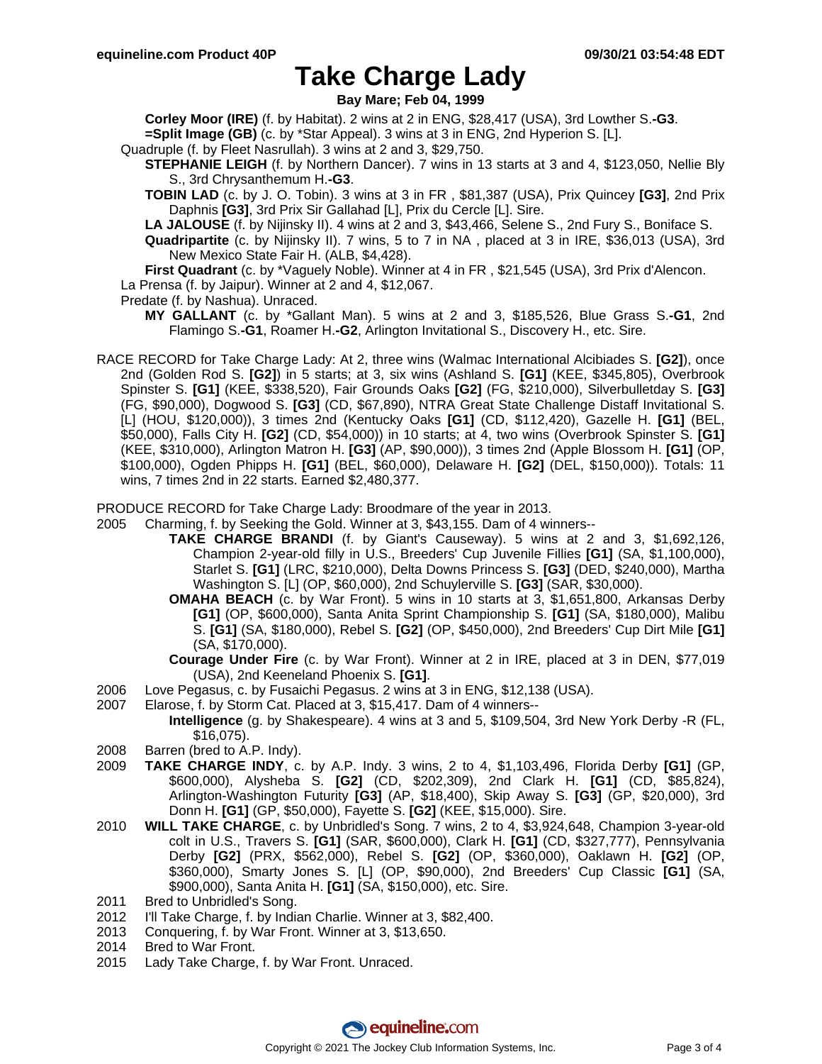# Take Charge Lady

**Bay Mare; Feb 04, 1999**

**Corley Moor (IRE)** (f. by Habitat). 2 wins at 2 in ENG, $28,417 (USA), 3rd Lowther S.**-G3**.
**=Split Image (GB)** (c. by *Star Appeal). 3 wins at 3 in ENG, 2nd Hyperion S. [L].

Quadruple (f. by Fleet Nasrullah). 3 wins at 2 and 3, $29,750.

**STEPHANIE LEIGH** (f. by Northern Dancer). 7 wins in 13 starts at 3 and 4, $123,050, Nellie Bly S., 3rd Chrysanthemum H.**-G3**.
**TOBIN LAD** (c. by J. O. Tobin). 3 wins at 3 in FR , $81,387 (USA), Prix Quincey **[G3]**, 2nd Prix Daphnis **[G3]**, 3rd Prix Sir Gallahad [L], Prix du Cercle [L]. Sire.
**LA JALOUSE** (f. by Nijinsky II). 4 wins at 2 and 3, $43,466, Selene S., 2nd Fury S., Boniface S.
**Quadripartite** (c. by Nijinsky II). 7 wins, 5 to 7 in NA , placed at 3 in IRE, $36,013 (USA), 3rd New Mexico State Fair H. (ALB, $4,428).
**First Quadrant** (c. by *Vaguely Noble). Winner at 4 in FR , $21,545 (USA), 3rd Prix d'Alencon.

La Prensa (f. by Jaipur). Winner at 2 and 4, $12,067.

Predate (f. by Nashua). Unraced.

**MY GALLANT** (c. by *Gallant Man). 5 wins at 2 and 3, $185,526, Blue Grass S.**-G1**, 2nd Flamingo S.**-G1**, Roamer H.**-G2**, Arlington Invitational S., Discovery H., etc. Sire.

RACE RECORD for Take Charge Lady: At 2, three wins (Walmac International Alcibiades S. **[G2]**), once 2nd (Golden Rod S. **[G2]**) in 5 starts; at 3, six wins (Ashland S. **[G1]** (KEE, $345,805), Overbrook Spinster S. **[G1]** (KEE, $338,520), Fair Grounds Oaks **[G2]** (FG, $210,000), Silverbulletday S. **[G3]** (FG, $90,000), Dogwood S. **[G3]** (CD, $67,890), NTRA Great State Challenge Distaff Invitational S. [L] (HOU, $120,000)), 3 times 2nd (Kentucky Oaks **[G1]** (CD, $112,420), Gazelle H. **[G1]** (BEL, $50,000), Falls City H. **[G2]** (CD, $54,000)) in 10 starts; at 4, two wins (Overbrook Spinster S. **[G1]** (KEE, $310,000), Arlington Matron H. **[G3]** (AP, $90,000)), 3 times 2nd (Apple Blossom H. **[G1]** (OP, $100,000), Ogden Phipps H. **[G1]** (BEL, $60,000), Delaware H. **[G2]** (DEL, $150,000)). Totals: 11 wins, 7 times 2nd in 22 starts. Earned $2,480,377.

PRODUCE RECORD for Take Charge Lady: Broodmare of the year in 2013.

2005 Charming, f. by Seeking the Gold. Winner at 3, $43,155. Dam of 4 winners--
**TAKE CHARGE BRANDI** (f. by Giant's Causeway). 5 wins at 2 and 3, $1,692,126, Champion 2-year-old filly in U.S., Breeders' Cup Juvenile Fillies **[G1]** (SA, $1,100,000), Starlet S. **[G1]** (LRC, $210,000), Delta Downs Princess S. **[G3]** (DED, $240,000), Martha Washington S. [L] (OP, $60,000), 2nd Schuylerville S. **[G3]** (SAR, $30,000).
**OMAHA BEACH** (c. by War Front). 5 wins in 10 starts at 3, $1,651,800, Arkansas Derby **[G1]** (OP, $600,000), Santa Anita Sprint Championship S. **[G1]** (SA, $180,000), Malibu S. **[G1]** (SA, $180,000), Rebel S. **[G2]** (OP, $450,000), 2nd Breeders' Cup Dirt Mile **[G1]** (SA, $170,000).
**Courage Under Fire** (c. by War Front). Winner at 2 in IRE, placed at 3 in DEN, $77,019 (USA), 2nd Keeneland Phoenix S. **[G1]**.

2006 Love Pegasus, c. by Fusaichi Pegasus. 2 wins at 3 in ENG, $12,138 (USA).

2007 Elarose, f. by Storm Cat. Placed at 3, $15,417. Dam of 4 winners--
**Intelligence** (g. by Shakespeare). 4 wins at 3 and 5, $109,504, 3rd New York Derby -R (FL, $16,075).

2008 Barren (bred to A.P. Indy).

2009 **TAKE CHARGE INDY**, c. by A.P. Indy. 3 wins, 2 to 4, $1,103,496, Florida Derby **[G1]** (GP, $600,000), Alysheba S. **[G2]** (CD, $202,309), 2nd Clark H. **[G1]** (CD, $85,824), Arlington-Washington Futurity **[G3]** (AP, $18,400), Skip Away S. **[G3]** (GP, $20,000), 3rd Donn H. **[G1]** (GP, $50,000), Fayette S. **[G2]** (KEE, $15,000). Sire.

2010 **WILL TAKE CHARGE**, c. by Unbridled's Song. 7 wins, 2 to 4, $3,924,648, Champion 3-year-old colt in U.S., Travers S. **[G1]** (SAR, $600,000), Clark H. **[G1]** (CD, $327,777), Pennsylvania Derby **[G2]** (PRX, $562,000), Rebel S. **[G2]** (OP, $360,000), Oaklawn H. **[G2]** (OP, $360,000), Smarty Jones S. [L] (OP, $90,000), 2nd Breeders' Cup Classic **[G1]** (SA, $900,000), Santa Anita H. **[G1]** (SA, $150,000), etc. Sire.

2011 Bred to Unbridled's Song.

2012 I'll Take Charge, f. by Indian Charlie. Winner at 3, $82,400.

2013 Conquering, f. by War Front. Winner at 3, $13,650.

2014 Bred to War Front.

2015 Lady Take Charge, f. by War Front. Unraced.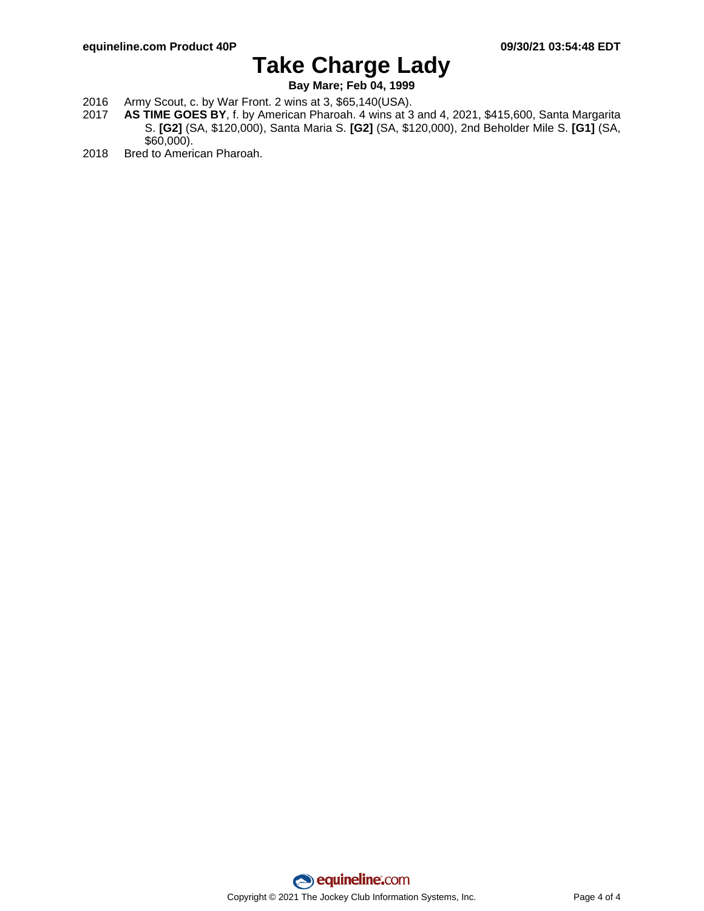# Take Charge Lady

**Bay Mare; Feb 04, 1999**

2016 Army Scout, c. by War Front. 2 wins at 3, $65,140(USA).

2017 **AS TIME GOES BY**, f. by American Pharoah. 4 wins at 3 and 4, 2021, $415,600, Santa Margarita S. **[G2]** (SA, $120,000), Santa Maria S. **[G2]** (SA, $120,000), 2nd Beholder Mile S. **[G1]** (SA, $60,000).

2018 Bred to American Pharoah.